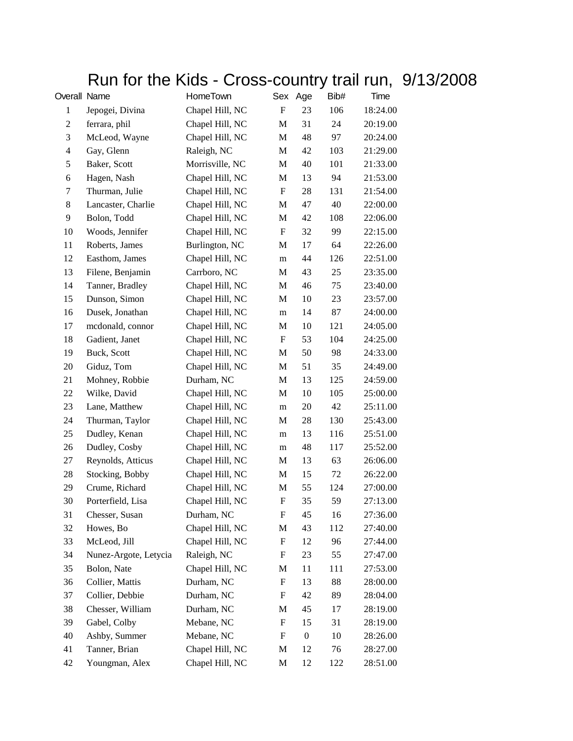# Run for the Kids - Cross-country trail run, 9/13/2008

| Overall | Name | HomeTown | Sex | Age | Bib# | Time |
|---|---|---|---|---|---|---|
| 1 | Jepogei, Divina | Chapel Hill, NC | F | 23 | 106 | 18:24.00 |
| 2 | ferrara, phil | Chapel Hill, NC | M | 31 | 24 | 20:19.00 |
| 3 | McLeod, Wayne | Chapel Hill, NC | M | 48 | 97 | 20:24.00 |
| 4 | Gay, Glenn | Raleigh, NC | M | 42 | 103 | 21:29.00 |
| 5 | Baker, Scott | Morrisville, NC | M | 40 | 101 | 21:33.00 |
| 6 | Hagen, Nash | Chapel Hill, NC | M | 13 | 94 | 21:53.00 |
| 7 | Thurman, Julie | Chapel Hill, NC | F | 28 | 131 | 21:54.00 |
| 8 | Lancaster, Charlie | Chapel Hill, NC | M | 47 | 40 | 22:00.00 |
| 9 | Bolon, Todd | Chapel Hill, NC | M | 42 | 108 | 22:06.00 |
| 10 | Woods, Jennifer | Chapel Hill, NC | F | 32 | 99 | 22:15.00 |
| 11 | Roberts, James | Burlington, NC | M | 17 | 64 | 22:26.00 |
| 12 | Easthom, James | Chapel Hill, NC | m | 44 | 126 | 22:51.00 |
| 13 | Filene, Benjamin | Carrboro, NC | M | 43 | 25 | 23:35.00 |
| 14 | Tanner, Bradley | Chapel Hill, NC | M | 46 | 75 | 23:40.00 |
| 15 | Dunson, Simon | Chapel Hill, NC | M | 10 | 23 | 23:57.00 |
| 16 | Dusek, Jonathan | Chapel Hill, NC | m | 14 | 87 | 24:00.00 |
| 17 | mcdonald, connor | Chapel Hill, NC | M | 10 | 121 | 24:05.00 |
| 18 | Gadient, Janet | Chapel Hill, NC | F | 53 | 104 | 24:25.00 |
| 19 | Buck, Scott | Chapel Hill, NC | M | 50 | 98 | 24:33.00 |
| 20 | Giduz, Tom | Chapel Hill, NC | M | 51 | 35 | 24:49.00 |
| 21 | Mohney, Robbie | Durham, NC | M | 13 | 125 | 24:59.00 |
| 22 | Wilke, David | Chapel Hill, NC | M | 10 | 105 | 25:00.00 |
| 23 | Lane, Matthew | Chapel Hill, NC | m | 20 | 42 | 25:11.00 |
| 24 | Thurman, Taylor | Chapel Hill, NC | M | 28 | 130 | 25:43.00 |
| 25 | Dudley, Kenan | Chapel Hill, NC | m | 13 | 116 | 25:51.00 |
| 26 | Dudley, Cosby | Chapel Hill, NC | m | 48 | 117 | 25:52.00 |
| 27 | Reynolds, Atticus | Chapel Hill, NC | M | 13 | 63 | 26:06.00 |
| 28 | Stocking, Bobby | Chapel Hill, NC | M | 15 | 72 | 26:22.00 |
| 29 | Crume, Richard | Chapel Hill, NC | M | 55 | 124 | 27:00.00 |
| 30 | Porterfield, Lisa | Chapel Hill, NC | F | 35 | 59 | 27:13.00 |
| 31 | Chesser, Susan | Durham, NC | F | 45 | 16 | 27:36.00 |
| 32 | Howes, Bo | Chapel Hill, NC | M | 43 | 112 | 27:40.00 |
| 33 | McLeod, Jill | Chapel Hill, NC | F | 12 | 96 | 27:44.00 |
| 34 | Nunez-Argote, Letycia | Raleigh, NC | F | 23 | 55 | 27:47.00 |
| 35 | Bolon, Nate | Chapel Hill, NC | M | 11 | 111 | 27:53.00 |
| 36 | Collier, Mattis | Durham, NC | F | 13 | 88 | 28:00.00 |
| 37 | Collier, Debbie | Durham, NC | F | 42 | 89 | 28:04.00 |
| 38 | Chesser, William | Durham, NC | M | 45 | 17 | 28:19.00 |
| 39 | Gabel, Colby | Mebane, NC | F | 15 | 31 | 28:19.00 |
| 40 | Ashby, Summer | Mebane, NC | F | 0 | 10 | 28:26.00 |
| 41 | Tanner, Brian | Chapel Hill, NC | M | 12 | 76 | 28:27.00 |
| 42 | Youngman, Alex | Chapel Hill, NC | M | 12 | 122 | 28:51.00 |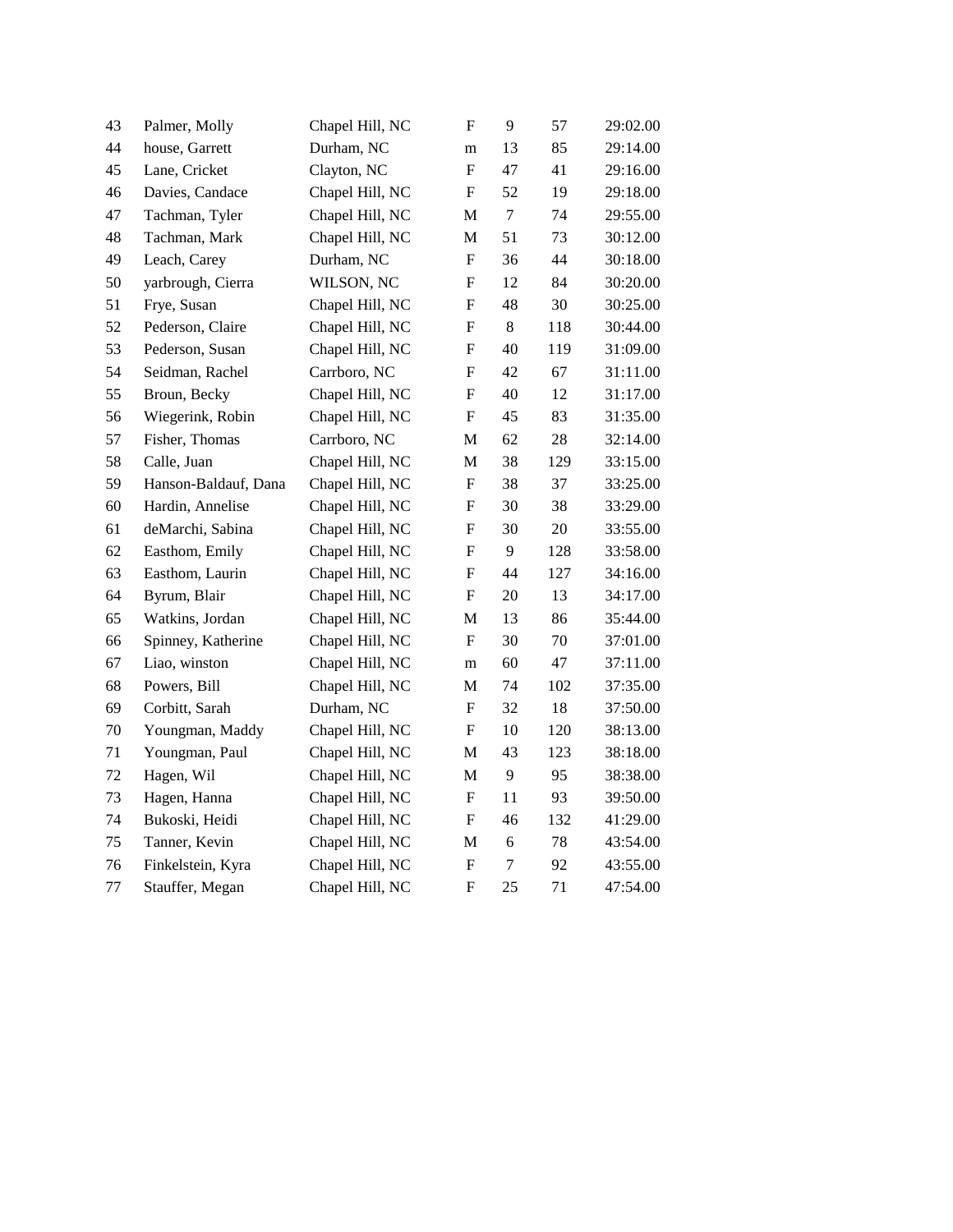| | | | | | | |
|---|---|---|---|---|---|---|
| 43 | Palmer, Molly | Chapel Hill, NC | F | 9 | 57 | 29:02.00 |
| 44 | house, Garrett | Durham, NC | m | 13 | 85 | 29:14.00 |
| 45 | Lane, Cricket | Clayton, NC | F | 47 | 41 | 29:16.00 |
| 46 | Davies, Candace | Chapel Hill, NC | F | 52 | 19 | 29:18.00 |
| 47 | Tachman, Tyler | Chapel Hill, NC | M | 7 | 74 | 29:55.00 |
| 48 | Tachman, Mark | Chapel Hill, NC | M | 51 | 73 | 30:12.00 |
| 49 | Leach, Carey | Durham, NC | F | 36 | 44 | 30:18.00 |
| 50 | yarbrough, Cierra | WILSON, NC | F | 12 | 84 | 30:20.00 |
| 51 | Frye, Susan | Chapel Hill, NC | F | 48 | 30 | 30:25.00 |
| 52 | Pederson, Claire | Chapel Hill, NC | F | 8 | 118 | 30:44.00 |
| 53 | Pederson, Susan | Chapel Hill, NC | F | 40 | 119 | 31:09.00 |
| 54 | Seidman, Rachel | Carrboro, NC | F | 42 | 67 | 31:11.00 |
| 55 | Broun, Becky | Chapel Hill, NC | F | 40 | 12 | 31:17.00 |
| 56 | Wiegerink, Robin | Chapel Hill, NC | F | 45 | 83 | 31:35.00 |
| 57 | Fisher, Thomas | Carrboro, NC | M | 62 | 28 | 32:14.00 |
| 58 | Calle, Juan | Chapel Hill, NC | M | 38 | 129 | 33:15.00 |
| 59 | Hanson-Baldauf, Dana | Chapel Hill, NC | F | 38 | 37 | 33:25.00 |
| 60 | Hardin, Annelise | Chapel Hill, NC | F | 30 | 38 | 33:29.00 |
| 61 | deMarchi, Sabina | Chapel Hill, NC | F | 30 | 20 | 33:55.00 |
| 62 | Easthom, Emily | Chapel Hill, NC | F | 9 | 128 | 33:58.00 |
| 63 | Easthom, Laurin | Chapel Hill, NC | F | 44 | 127 | 34:16.00 |
| 64 | Byrum, Blair | Chapel Hill, NC | F | 20 | 13 | 34:17.00 |
| 65 | Watkins, Jordan | Chapel Hill, NC | M | 13 | 86 | 35:44.00 |
| 66 | Spinney, Katherine | Chapel Hill, NC | F | 30 | 70 | 37:01.00 |
| 67 | Liao, winston | Chapel Hill, NC | m | 60 | 47 | 37:11.00 |
| 68 | Powers, Bill | Chapel Hill, NC | M | 74 | 102 | 37:35.00 |
| 69 | Corbitt, Sarah | Durham, NC | F | 32 | 18 | 37:50.00 |
| 70 | Youngman, Maddy | Chapel Hill, NC | F | 10 | 120 | 38:13.00 |
| 71 | Youngman, Paul | Chapel Hill, NC | M | 43 | 123 | 38:18.00 |
| 72 | Hagen, Wil | Chapel Hill, NC | M | 9 | 95 | 38:38.00 |
| 73 | Hagen, Hanna | Chapel Hill, NC | F | 11 | 93 | 39:50.00 |
| 74 | Bukoski, Heidi | Chapel Hill, NC | F | 46 | 132 | 41:29.00 |
| 75 | Tanner, Kevin | Chapel Hill, NC | M | 6 | 78 | 43:54.00 |
| 76 | Finkelstein, Kyra | Chapel Hill, NC | F | 7 | 92 | 43:55.00 |
| 77 | Stauffer, Megan | Chapel Hill, NC | F | 25 | 71 | 47:54.00 |